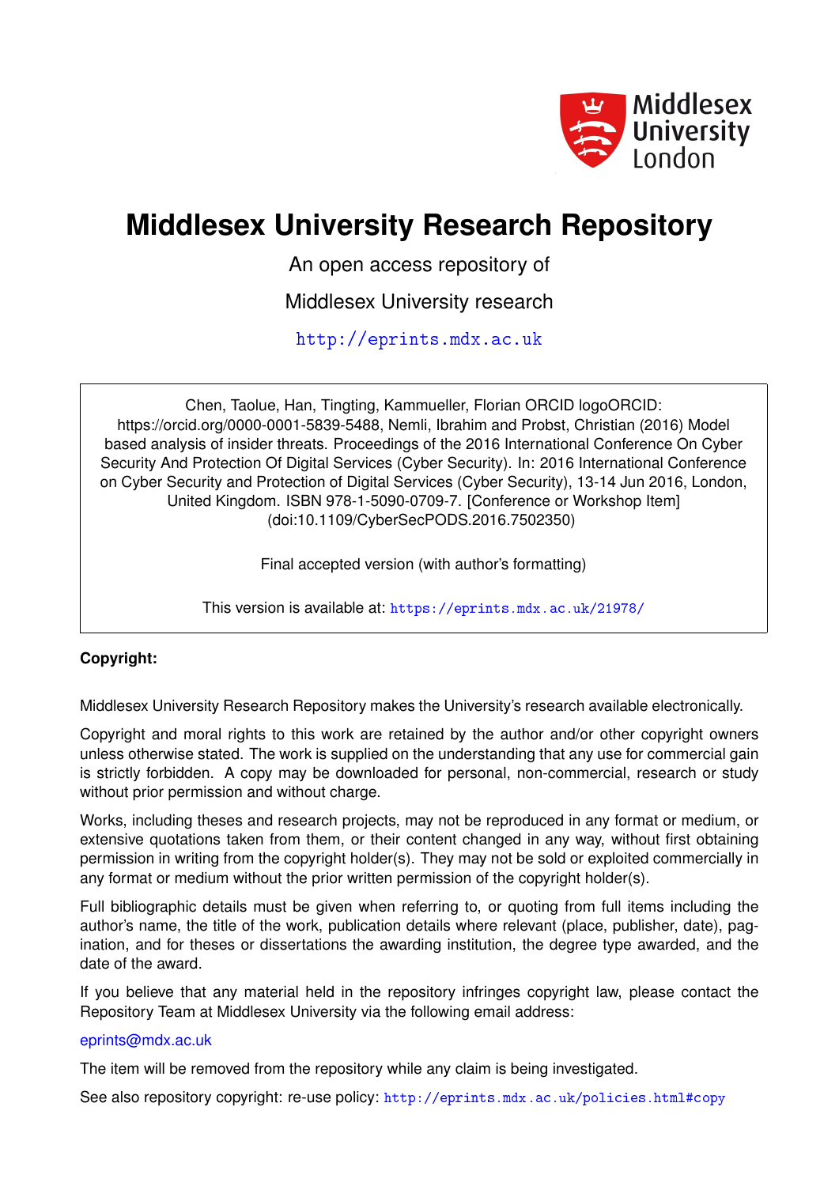Middlesex University London

# Middlesex University Research Repository

An open access repository of

Middlesex University research

http://eprints.mdx.ac.uk

Chen, Taolue, Han, Tingting, Kammueller, Florian ORCID logoORCID: https://orcid.org/0000-0001-5839-5488, Nemli, Ibrahim and Probst, Christian (2016) Model based analysis of insider threats. Proceedings of the 2016 International Conference On Cyber Security And Protection Of Digital Services (Cyber Security). In: 2016 International Conference on Cyber Security and Protection of Digital Services (Cyber Security), 13-14 Jun 2016, London, United Kingdom. ISBN 978-1-5090-0709-7. [Conference or Workshop Item] (doi:10.1109/CyberSecPODS.2016.7502350)

Final accepted version (with author's formatting)

This version is available at: https://eprints.mdx.ac.uk/21978/

**Copyright:**

Middlesex University Research Repository makes the University's research available electronically.

Copyright and moral rights to this work are retained by the author and/or other copyright owners unless otherwise stated. The work is supplied on the understanding that any use for commercial gain is strictly forbidden. A copy may be downloaded for personal, non-commercial, research or study without prior permission and without charge.

Works, including theses and research projects, may not be reproduced in any format or medium, or extensive quotations taken from them, or their content changed in any way, without first obtaining permission in writing from the copyright holder(s). They may not be sold or exploited commercially in any format or medium without the prior written permission of the copyright holder(s).

Full bibliographic details must be given when referring to, or quoting from full items including the author's name, the title of the work, publication details where relevant (place, publisher, date), pagination, and for theses or dissertations the awarding institution, the degree type awarded, and the date of the award.

If you believe that any material held in the repository infringes copyright law, please contact the Repository Team at Middlesex University via the following email address:

eprints@mdx.ac.uk

The item will be removed from the repository while any claim is being investigated.

See also repository copyright: re-use policy: http://eprints.mdx.ac.uk/policies.html#copy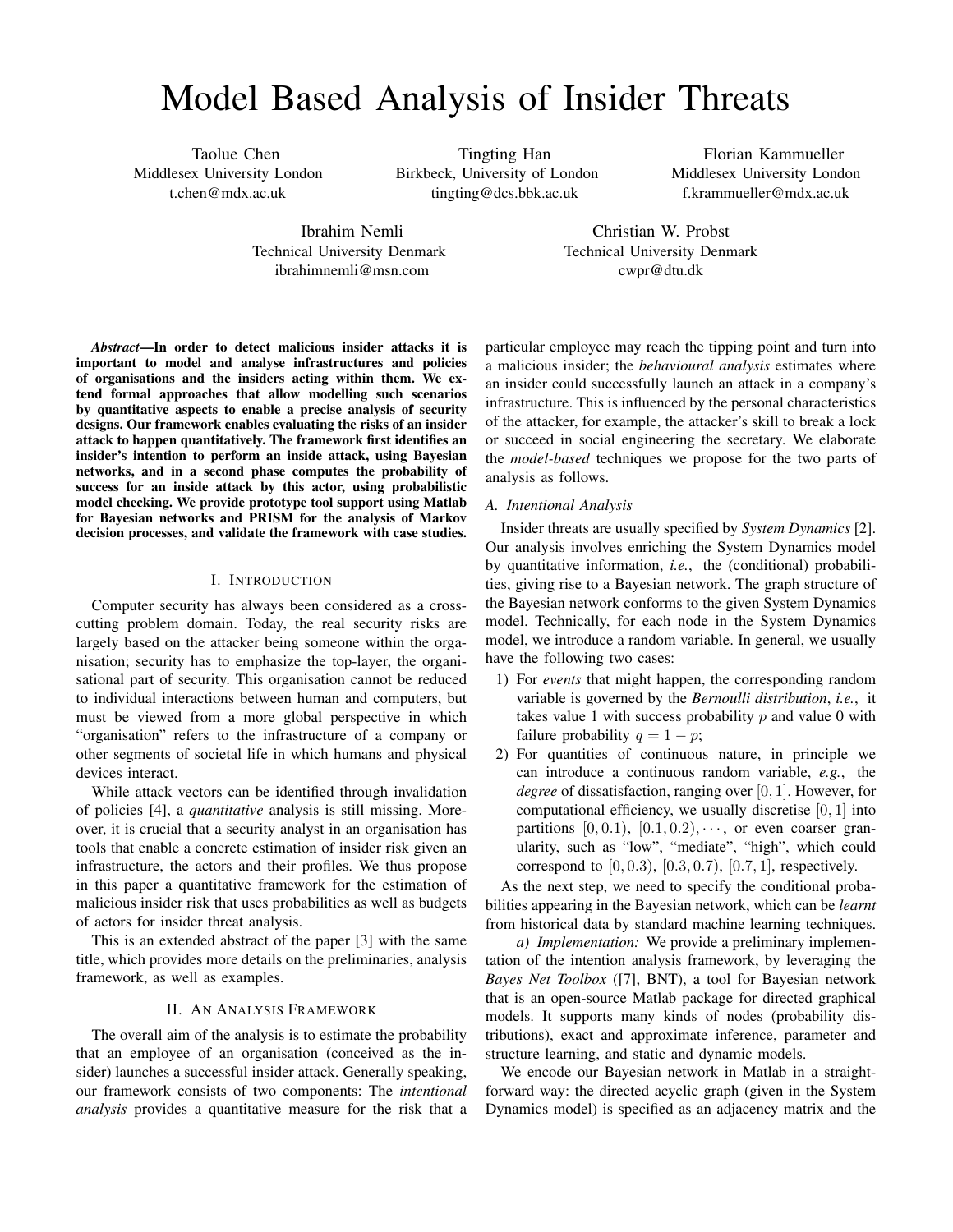# Model Based Analysis of Insider Threats

Taolue Chen
Middlesex University London
t.chen@mdx.ac.uk

Tingting Han
Birkbeck, University of London
tingting@dcs.bbk.ac.uk

Florian Kammueller
Middlesex University London
f.krammueller@mdx.ac.uk

Ibrahim Nemli
Technical University Denmark
ibrahimnemli@msn.com

Christian W. Probst
Technical University Denmark
cwpr@dtu.dk

***Abstract*—In order to detect malicious insider attacks it is important to model and analyse infrastructures and policies of organisations and the insiders acting within them. We extend formal approaches that allow modelling such scenarios by quantitative aspects to enable a precise analysis of security designs. Our framework enables evaluating the risks of an insider attack to happen quantitatively. The framework first identifies an insider's intention to perform an inside attack, using Bayesian networks, and in a second phase computes the probability of success for an inside attack by this actor, using probabilistic model checking. We provide prototype tool support using Matlab for Bayesian networks and PRISM for the analysis of Markov decision processes, and validate the framework with case studies.**

## I. Introduction

Computer security has always been considered as a cross-cutting problem domain. Today, the real security risks are largely based on the attacker being someone within the organisation; security has to emphasize the top-layer, the organisational part of security. This organisation cannot be reduced to individual interactions between human and computers, but must be viewed from a more global perspective in which "organisation" refers to the infrastructure of a company or other segments of societal life in which humans and physical devices interact.

While attack vectors can be identified through invalidation of policies [4], a *quantitative* analysis is still missing. Moreover, it is crucial that a security analyst in an organisation has tools that enable a concrete estimation of insider risk given an infrastructure, the actors and their profiles. We thus propose in this paper a quantitative framework for the estimation of malicious insider risk that uses probabilities as well as budgets of actors for insider threat analysis.

This is an extended abstract of the paper [3] with the same title, which provides more details on the preliminaries, analysis framework, as well as examples.

## II. An Analysis Framework

The overall aim of the analysis is to estimate the probability that an employee of an organisation (conceived as the insider) launches a successful insider attack. Generally speaking, our framework consists of two components: The *intentional analysis* provides a quantitative measure for the risk that a particular employee may reach the tipping point and turn into a malicious insider; the *behavioural analysis* estimates where an insider could successfully launch an attack in a company's infrastructure. This is influenced by the personal characteristics of the attacker, for example, the attacker's skill to break a lock or succeed in social engineering the secretary. We elaborate the *model-based* techniques we propose for the two parts of analysis as follows.

### A. Intentional Analysis

Insider threats are usually specified by *System Dynamics* [2]. Our analysis involves enriching the System Dynamics model by quantitative information, *i.e.*, the (conditional) probabilities, giving rise to a Bayesian network. The graph structure of the Bayesian network conforms to the given System Dynamics model. Technically, for each node in the System Dynamics model, we introduce a random variable. In general, we usually have the following two cases:

1) For *events* that might happen, the corresponding random variable is governed by the *Bernoulli distribution*, *i.e.*, it takes value 1 with success probability $p$ and value 0 with failure probability $q = 1 - p$;
2) For quantities of continuous nature, in principle we can introduce a continuous random variable, *e.g.*, the *degree* of dissatisfaction, ranging over $[0, 1]$. However, for computational efficiency, we usually discretise $[0, 1]$ into partitions $[0, 0.1)$, $[0.1, 0.2), \cdots$, or even coarser granularity, such as "low", "mediate", "high", which could correspond to $[0, 0.3)$, $[0.3, 0.7)$, $[0.7, 1]$, respectively.

As the next step, we need to specify the conditional probabilities appearing in the Bayesian network, which can be *learnt* from historical data by standard machine learning techniques.

*a) Implementation:* We provide a preliminary implementation of the intention analysis framework, by leveraging the *Bayes Net Toolbox* ([7], BNT), a tool for Bayesian network that is an open-source Matlab package for directed graphical models. It supports many kinds of nodes (probability distributions), exact and approximate inference, parameter and structure learning, and static and dynamic models.

We encode our Bayesian network in Matlab in a straightforward way: the directed acyclic graph (given in the System Dynamics model) is specified as an adjacency matrix and the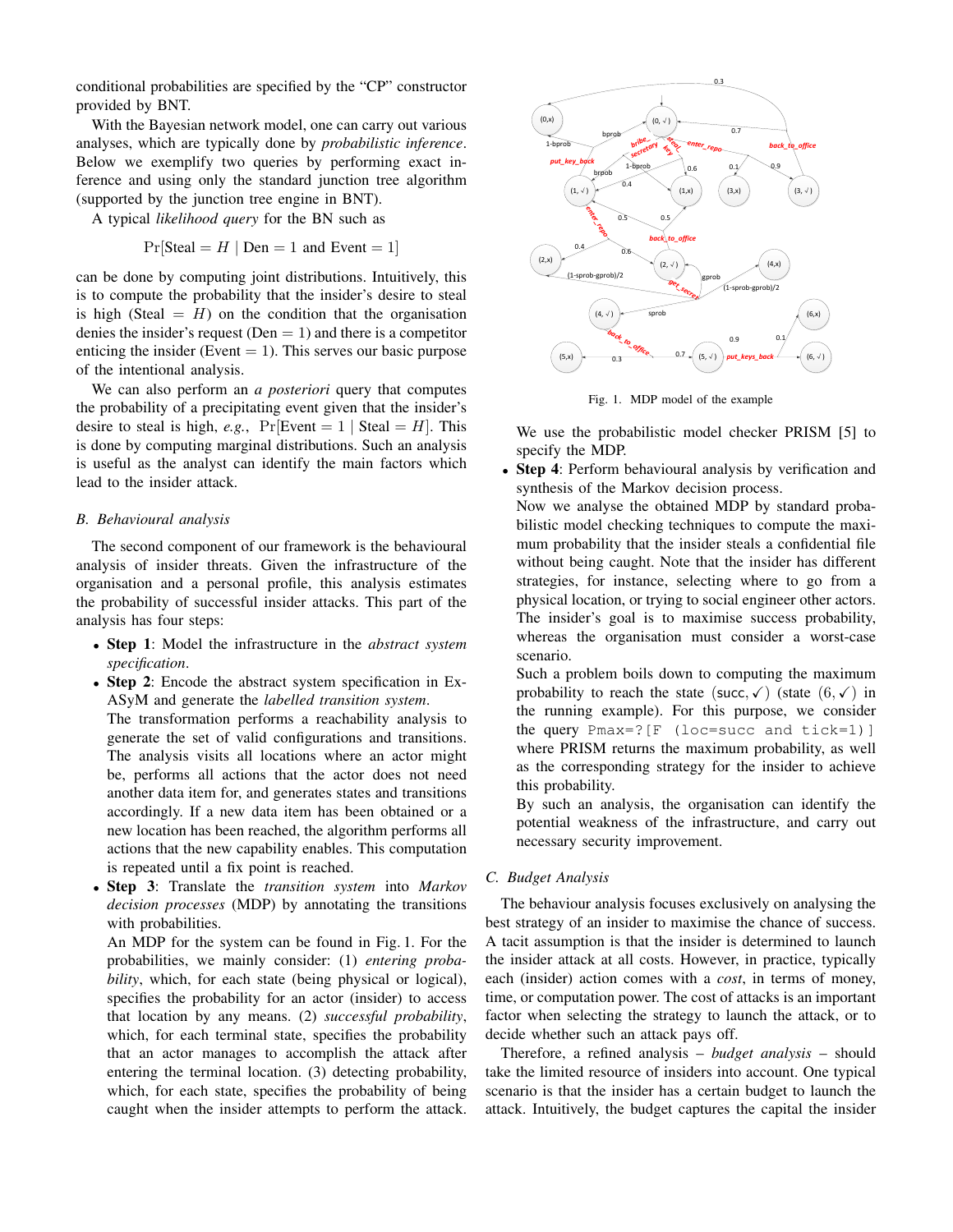conditional probabilities are specified by the "CP" constructor provided by BNT.

With the Bayesian network model, one can carry out various analyses, which are typically done by *probabilistic inference*. Below we exemplify two queries by performing exact inference and using only the standard junction tree algorithm (supported by the junction tree engine in BNT).

A typical *likelihood query* for the BN such as

$$\Pr[\text{Steal} = H \mid \text{Den} = 1 \text{ and Event} = 1]$$

can be done by computing joint distributions. Intuitively, this is to compute the probability that the insider's desire to steal is high (Steal $= H$) on the condition that the organisation denies the insider's request (Den $= 1$) and there is a competitor enticing the insider (Event $= 1$). This serves our basic purpose of the intentional analysis.

We can also perform an *a posteriori* query that computes the probability of a precipitating event given that the insider's desire to steal is high, *e.g.*, $\Pr[\text{Event} = 1 \mid \text{Steal} = H]$. This is done by computing marginal distributions. Such an analysis is useful as the analyst can identify the main factors which lead to the insider attack.

### B. Behavioural analysis

The second component of our framework is the behavioural analysis of insider threats. Given the infrastructure of the organisation and a personal profile, this analysis estimates the probability of successful insider attacks. This part of the analysis has four steps:

- **Step 1**: Model the infrastructure in the *abstract system specification*.
- **Step 2**: Encode the abstract system specification in ExASyM and generate the *labelled transition system*.
  The transformation performs a reachability analysis to generate the set of valid configurations and transitions. The analysis visits all locations where an actor might be, performs all actions that the actor does not need another data item for, and generates states and transitions accordingly. If a new data item has been obtained or a new location has been reached, the algorithm performs all actions that the new capability enables. This computation is repeated until a fix point is reached.
- **Step 3**: Translate the *transition system* into *Markov decision processes* (MDP) by annotating the transitions with probabilities.
  An MDP for the system can be found in Fig. 1. For the probabilities, we mainly consider: (1) *entering probability*, which, for each state (being physical or logical), specifies the probability for an actor (insider) to access that location by any means. (2) *successful probability*, which, for each terminal state, specifies the probability that an actor manages to accomplish the attack after entering the terminal location. (3) detecting probability, which, for each state, specifies the probability of being caught when the insider attempts to perform the attack.

Fig. 1. MDP model of the example

  We use the probabilistic model checker PRISM [5] to specify the MDP.
- **Step 4**: Perform behavioural analysis by verification and synthesis of the Markov decision process.
  Now we analyse the obtained MDP by standard probabilistic model checking techniques to compute the maximum probability that the insider steals a confidential file without being caught. Note that the insider has different strategies, for instance, selecting where to go from a physical location, or trying to social engineer other actors. The insider's goal is to maximise success probability, whereas the organisation must consider a worst-case scenario.
  Such a problem boils down to computing the maximum probability to reach the state $(\text{succ}, \checkmark)$ (state $(6, \checkmark)$ in the running example). For this purpose, we consider the query `Pmax=?[F (loc=succ and tick=1)]` where PRISM returns the maximum probability, as well as the corresponding strategy for the insider to achieve this probability.
  By such an analysis, the organisation can identify the potential weakness of the infrastructure, and carry out necessary security improvement.

### C. Budget Analysis

The behaviour analysis focuses exclusively on analysing the best strategy of an insider to maximise the chance of success. A tacit assumption is that the insider is determined to launch the insider attack at all costs. However, in practice, typically each (insider) action comes with a *cost*, in terms of money, time, or computation power. The cost of attacks is an important factor when selecting the strategy to launch the attack, or to decide whether such an attack pays off.

Therefore, a refined analysis – *budget analysis* – should take the limited resource of insiders into account. One typical scenario is that the insider has a certain budget to launch the attack. Intuitively, the budget captures the capital the insider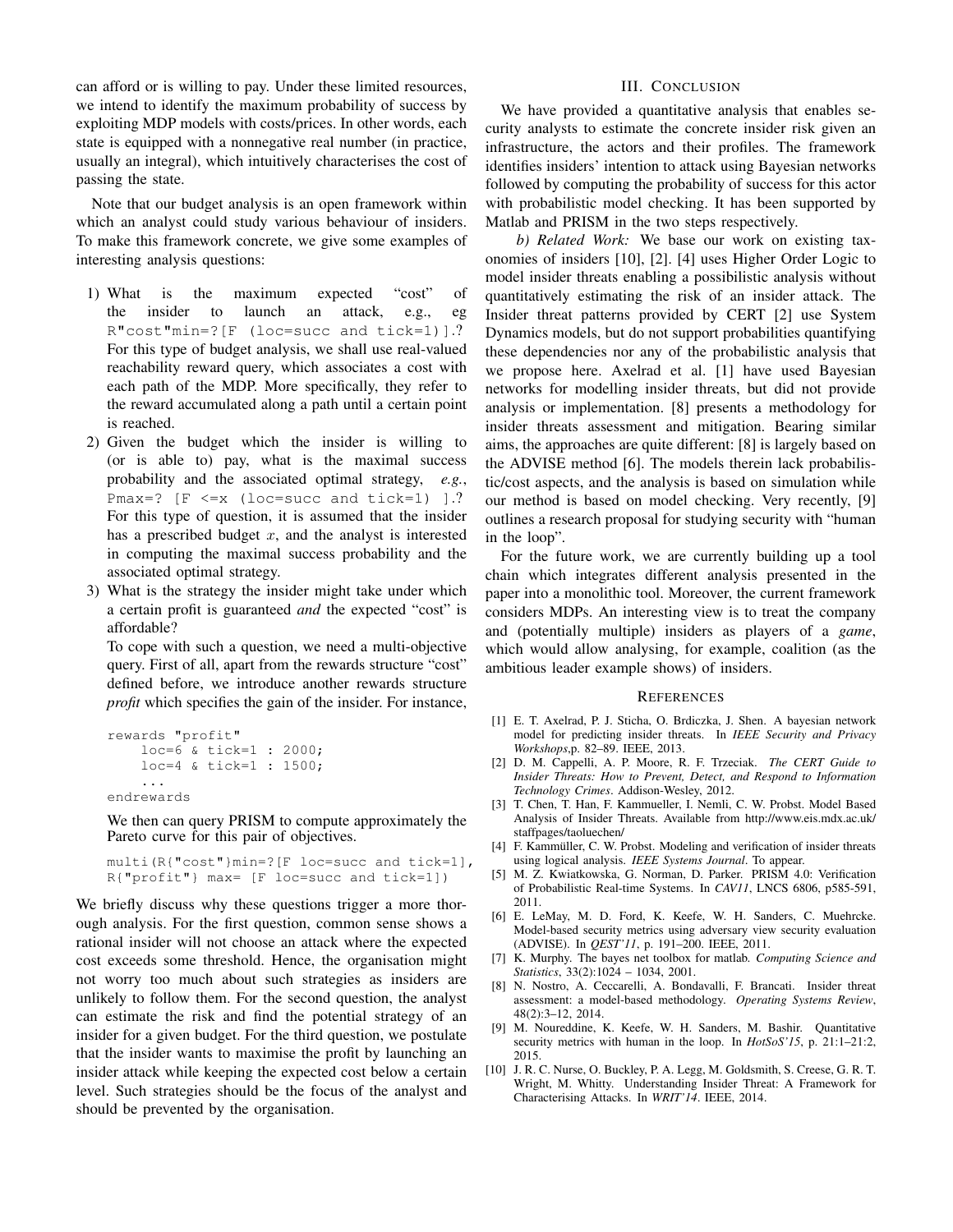can afford or is willing to pay. Under these limited resources, we intend to identify the maximum probability of success by exploiting MDP models with costs/prices. In other words, each state is equipped with a nonnegative real number (in practice, usually an integral), which intuitively characterises the cost of passing the state.

Note that our budget analysis is an open framework within which an analyst could study various behaviour of insiders. To make this framework concrete, we give some examples of interesting analysis questions:

1) What is the maximum expected "cost" of the insider to launch an attack, e.g., eg `R"cost"min=?[F (loc=succ and tick=1)]`.? For this type of budget analysis, we shall use real-valued reachability reward query, which associates a cost with each path of the MDP. More specifically, they refer to the reward accumulated along a path until a certain point is reached.
2) Given the budget which the insider is willing to (or is able to) pay, what is the maximal success probability and the associated optimal strategy, *e.g.*, `Pmax=? [F <=x (loc=succ and tick=1) ]`.? For this type of question, it is assumed that the insider has a prescribed budget $x$, and the analyst is interested in computing the maximal success probability and the associated optimal strategy.
3) What is the strategy the insider might take under which a certain profit is guaranteed *and* the expected "cost" is affordable?
   To cope with such a question, we need a multi-objective query. First of all, apart from the rewards structure "cost" defined before, we introduce another rewards structure *profit* which specifies the gain of the insider. For instance,

```
rewards "profit"
    loc=6 & tick=1 : 2000;
    loc=4 & tick=1 : 1500;
    ...
endrewards
```

   We then can query PRISM to compute approximately the Pareto curve for this pair of objectives.

```
multi(R{"cost"}min=?[F loc=succ and tick=1],
R{"profit"} max= [F loc=succ and tick=1])
```

We briefly discuss why these questions trigger a more thorough analysis. For the first question, common sense shows a rational insider will not choose an attack where the expected cost exceeds some threshold. Hence, the organisation might not worry too much about such strategies as insiders are unlikely to follow them. For the second question, the analyst can estimate the risk and find the potential strategy of an insider for a given budget. For the third question, we postulate that the insider wants to maximise the profit by launching an insider attack while keeping the expected cost below a certain level. Such strategies should be the focus of the analyst and should be prevented by the organisation.

## III. Conclusion

We have provided a quantitative analysis that enables security analysts to estimate the concrete insider risk given an infrastructure, the actors and their profiles. The framework identifies insiders' intention to attack using Bayesian networks followed by computing the probability of success for this actor with probabilistic model checking. It has been supported by Matlab and PRISM in the two steps respectively.

*b) Related Work:* We base our work on existing taxonomies of insiders [10], [2]. [4] uses Higher Order Logic to model insider threats enabling a possibilistic analysis without quantitatively estimating the risk of an insider attack. The Insider threat patterns provided by CERT [2] use System Dynamics models, but do not support probabilities quantifying these dependencies nor any of the probabilistic analysis that we propose here. Axelrad et al. [1] have used Bayesian networks for modelling insider threats, but did not provide analysis or implementation. [8] presents a methodology for insider threats assessment and mitigation. Bearing similar aims, the approaches are quite different: [8] is largely based on the ADVISE method [6]. The models therein lack probabilistic/cost aspects, and the analysis is based on simulation while our method is based on model checking. Very recently, [9] outlines a research proposal for studying security with "human in the loop".

For the future work, we are currently building up a tool chain which integrates different analysis presented in the paper into a monolithic tool. Moreover, the current framework considers MDPs. An interesting view is to treat the company and (potentially multiple) insiders as players of a *game*, which would allow analysing, for example, coalition (as the ambitious leader example shows) of insiders.

## References

[1] E. T. Axelrad, P. J. Sticha, O. Brdiczka, J. Shen. A bayesian network model for predicting insider threats. In *IEEE Security and Privacy Workshops*,p. 82–89. IEEE, 2013.

[2] D. M. Cappelli, A. P. Moore, R. F. Trzeciak. *The CERT Guide to Insider Threats: How to Prevent, Detect, and Respond to Information Technology Crimes*. Addison-Wesley, 2012.

[3] T. Chen, T. Han, F. Kammueller, I. Nemli, C. W. Probst. Model Based Analysis of Insider Threats. Available from http://www.eis.mdx.ac.uk/staffpages/taoluechen/

[4] F. Kammüller, C. W. Probst. Modeling and verification of insider threats using logical analysis. *IEEE Systems Journal*. To appear.

[5] M. Z. Kwiatkowska, G. Norman, D. Parker. PRISM 4.0: Verification of Probabilistic Real-time Systems. In *CAV11*, LNCS 6806, p585-591, 2011.

[6] E. LeMay, M. D. Ford, K. Keefe, W. H. Sanders, C. Muehrcke. Model-based security metrics using adversary view security evaluation (ADVISE). In *QEST'11*, p. 191–200. IEEE, 2011.

[7] K. Murphy. The bayes net toolbox for matlab. *Computing Science and Statistics*, 33(2):1024 – 1034, 2001.

[8] N. Nostro, A. Ceccarelli, A. Bondavalli, F. Brancati. Insider threat assessment: a model-based methodology. *Operating Systems Review*, 48(2):3–12, 2014.

[9] M. Noureddine, K. Keefe, W. H. Sanders, M. Bashir. Quantitative security metrics with human in the loop. In *HotSoS'15*, p. 21:1–21:2, 2015.

[10] J. R. C. Nurse, O. Buckley, P. A. Legg, M. Goldsmith, S. Creese, G. R. T. Wright, M. Whitty. Understanding Insider Threat: A Framework for Characterising Attacks. In *WRIT'14*. IEEE, 2014.